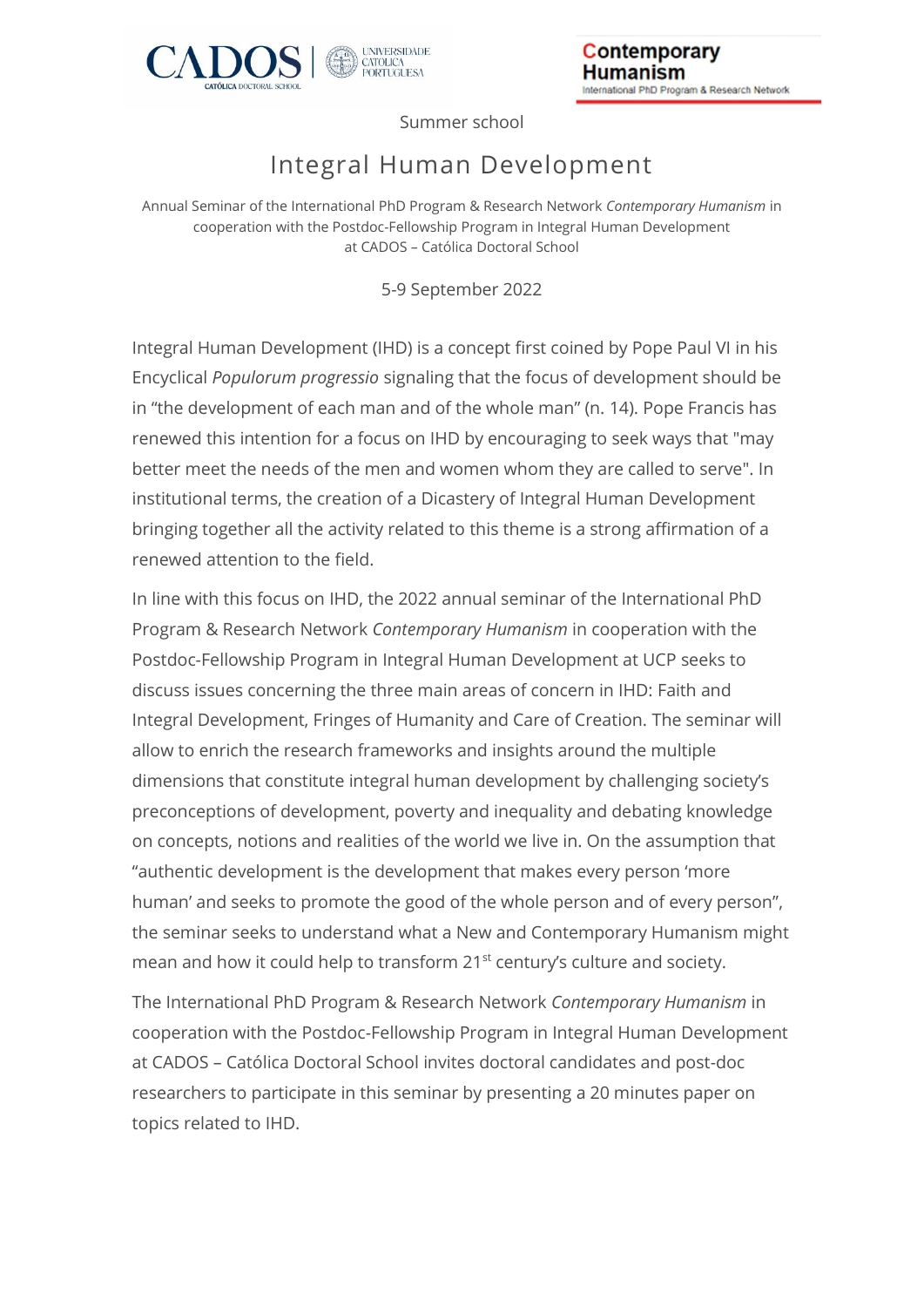Summer school

# Integral Human Development

Annual Seminar of the International PhD Program & Research Network *Contemporary Humanism* in cooperation with the Postdoc-Fellowship Program in Integral Human Development at CADOS – Católica Doctoral School

5-9 September 2022

Integral Human Development (IHD) is a concept first coined by Pope Paul VI in his Encyclical *Populorum progressio* signaling that the focus of development should be in "the development of each man and of the whole man" (n. 14). Pope Francis has renewed this intention for a focus on IHD by encouraging to seek ways that "may better meet the needs of the men and women whom they are called to serve". In institutional terms, the creation of a Dicastery of Integral Human Development bringing together all the activity related to this theme is a strong affirmation of a renewed attention to the field.

In line with this focus on IHD, the 2022 annual seminar of the International PhD Program & Research Network *Contemporary Humanism* in cooperation with the Postdoc-Fellowship Program in Integral Human Development at UCP seeks to discuss issues concerning the three main areas of concern in IHD: Faith and Integral Development, Fringes of Humanity and Care of Creation. The seminar will allow to enrich the research frameworks and insights around the multiple dimensions that constitute integral human development by challenging society's preconceptions of development, poverty and inequality and debating knowledge on concepts, notions and realities of the world we live in. On the assumption that "authentic development is the development that makes every person 'more human' and seeks to promote the good of the whole person and of every person", the seminar seeks to understand what a New and Contemporary Humanism might mean and how it could help to transform 21st century's culture and society.

The International PhD Program & Research Network *Contemporary Humanism* in cooperation with the Postdoc-Fellowship Program in Integral Human Development at CADOS – Católica Doctoral School invites doctoral candidates and post-doc researchers to participate in this seminar by presenting a 20 minutes paper on topics related to IHD.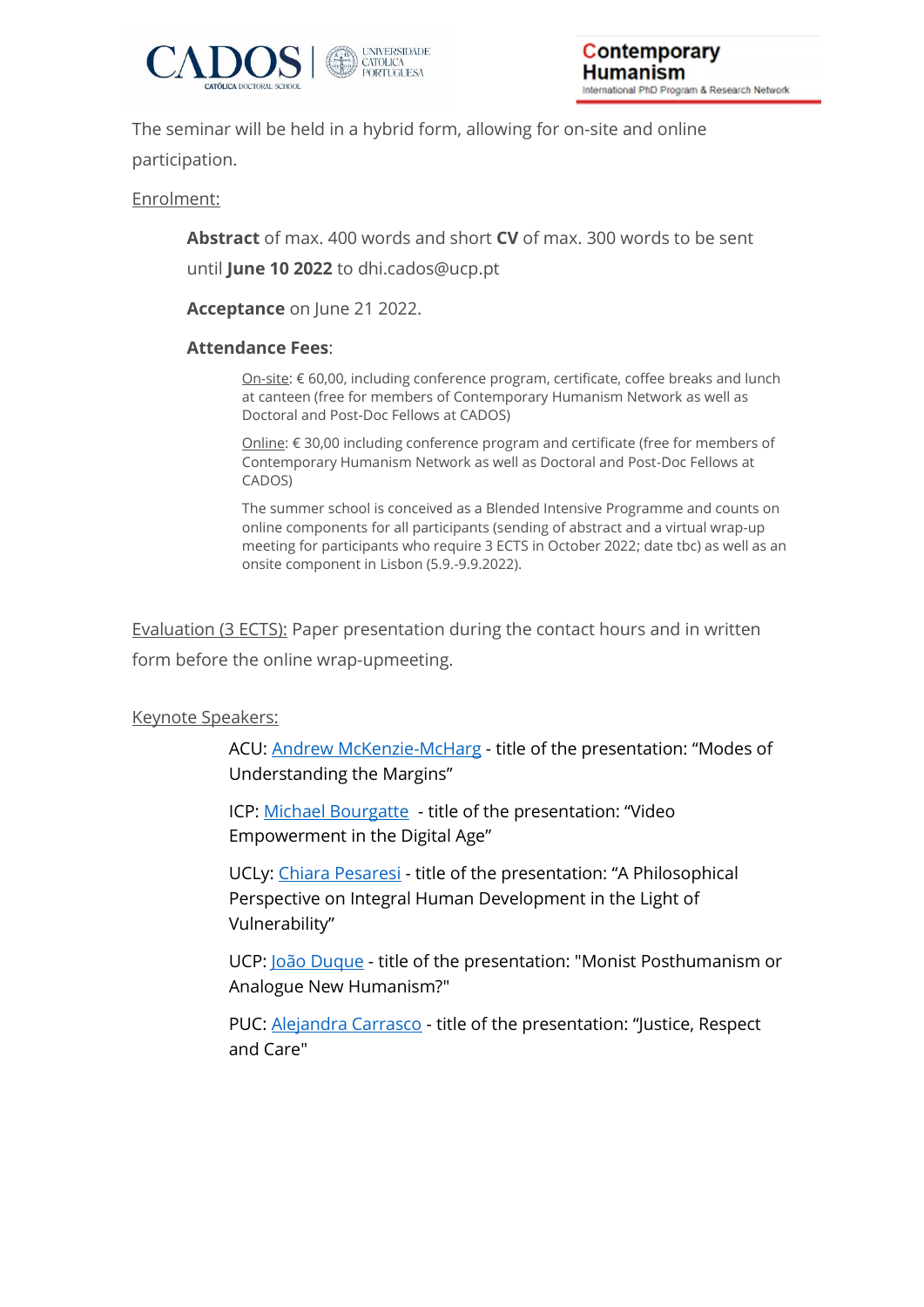The seminar will be held in a hybrid form, allowing for on-site and online participation.

Enrolment:

> **Abstract** of max. 400 words and short **CV** of max. 300 words to be sent until **June 10 2022** to dhi.cados@ucp.pt
>
> **Acceptance** on June 21 2022.
>
> **Attendance Fees**:
>
> On-site: € 60,00, including conference program, certificate, coffee breaks and lunch at canteen (free for members of Contemporary Humanism Network as well as Doctoral and Post-Doc Fellows at CADOS)
>
> Online: € 30,00 including conference program and certificate (free for members of Contemporary Humanism Network as well as Doctoral and Post-Doc Fellows at CADOS)
>
> The summer school is conceived as a Blended Intensive Programme and counts on online components for all participants (sending of abstract and a virtual wrap-up meeting for participants who require 3 ECTS in October 2022; date tbc) as well as an onsite component in Lisbon (5.9.-9.9.2022).

Evaluation (3 ECTS): Paper presentation during the contact hours and in written form before the online wrap-upmeeting.

Keynote Speakers:

> ACU: Andrew McKenzie-McHarg - title of the presentation: "Modes of Understanding the Margins"
>
> ICP: Michael Bourgatte - title of the presentation: "Video Empowerment in the Digital Age"
>
> UCLy: Chiara Pesaresi - title of the presentation: "A Philosophical Perspective on Integral Human Development in the Light of Vulnerability"
>
> UCP: João Duque - title of the presentation: "Monist Posthumanism or Analogue New Humanism?"
>
> PUC: Alejandra Carrasco - title of the presentation: "Justice, Respect and Care"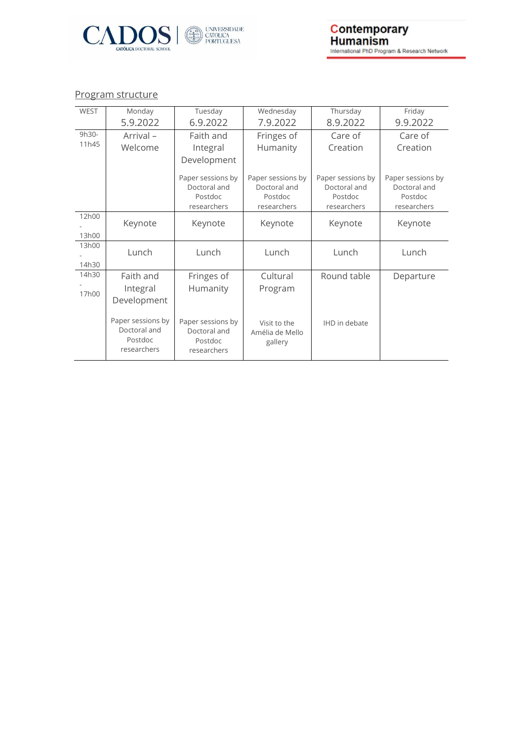## Program structure

| WEST | Monday 5.9.2022 | Tuesday 6.9.2022 | Wednesday 7.9.2022 | Thursday 8.9.2022 | Friday 9.9.2022 |
|---|---|---|---|---|---|
| 9h30-11h45 | Arrival – Welcome | Faith and Integral Development<br><br>Paper sessions by Doctoral and Postdoc researchers | Fringes of Humanity<br><br>Paper sessions by Doctoral and Postdoc researchers | Care of Creation<br><br>Paper sessions by Doctoral and Postdoc researchers | Care of Creation<br><br>Paper sessions by Doctoral and Postdoc researchers |
| 12h00 - 13h00 | Keynote | Keynote | Keynote | Keynote | Keynote |
| 13h00 - 14h30 | Lunch | Lunch | Lunch | Lunch | Lunch |
| 14h30 - 17h00 | Faith and Integral Development<br><br>Paper sessions by Doctoral and Postdoc researchers | Fringes of Humanity<br><br>Paper sessions by Doctoral and Postdoc researchers | Cultural Program<br><br>Visit to the Amélia de Mello gallery | Round table<br><br>IHD in debate | Departure |